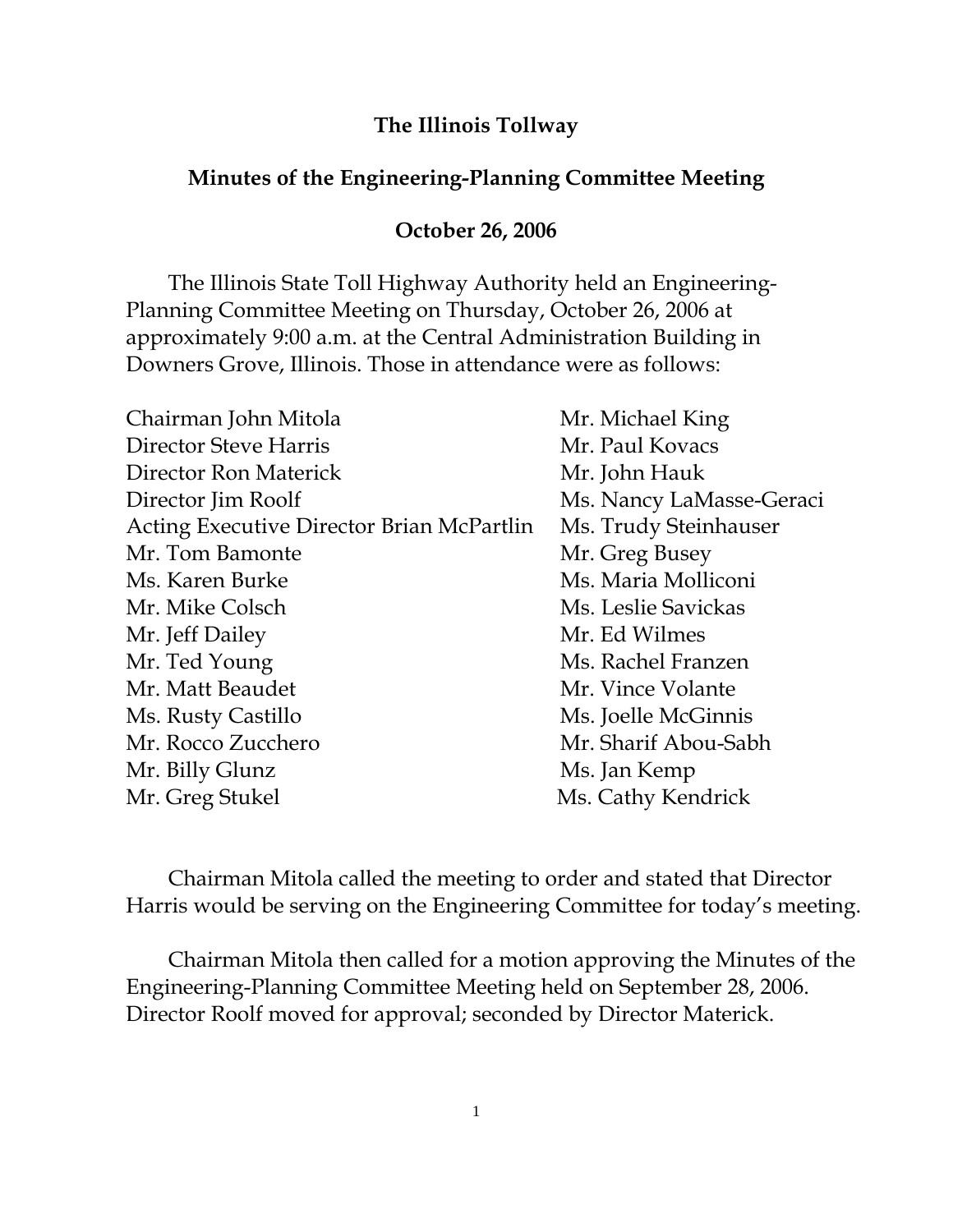# The Illinois Tollway

## Minutes of the Engineering-Planning Committee Meeting

### October 26, 2006

The Illinois State Toll Highway Authority held an Engineering-Planning Committee Meeting on Thursday, October 26, 2006 at approximately 9:00 a.m. at the Central Administration Building in Downers Grove, Illinois. Those in attendance were as follows:

Chairman John Mitola
Director Steve Harris
Director Ron Materick
Director Jim Roolf
Acting Executive Director Brian McPartlin
Mr. Tom Bamonte
Ms. Karen Burke
Mr. Mike Colsch
Mr. Jeff Dailey
Mr. Ted Young
Mr. Matt Beaudet
Ms. Rusty Castillo
Mr. Rocco Zucchero
Mr. Billy Glunz
Mr. Greg Stukel
Mr. Michael King
Mr. Paul Kovacs
Mr. John Hauk
Ms. Nancy LaMasse-Geraci
Ms. Trudy Steinhauser
Mr. Greg Busey
Ms. Maria Molliconi
Ms. Leslie Savickas
Mr. Ed Wilmes
Ms. Rachel Franzen
Mr. Vince Volante
Ms. Joelle McGinnis
Mr. Sharif Abou-Sabh
Ms. Jan Kemp
Ms. Cathy Kendrick

Chairman Mitola called the meeting to order and stated that Director Harris would be serving on the Engineering Committee for today's meeting.

Chairman Mitola then called for a motion approving the Minutes of the Engineering-Planning Committee Meeting held on September 28, 2006. Director Roolf moved for approval; seconded by Director Materick.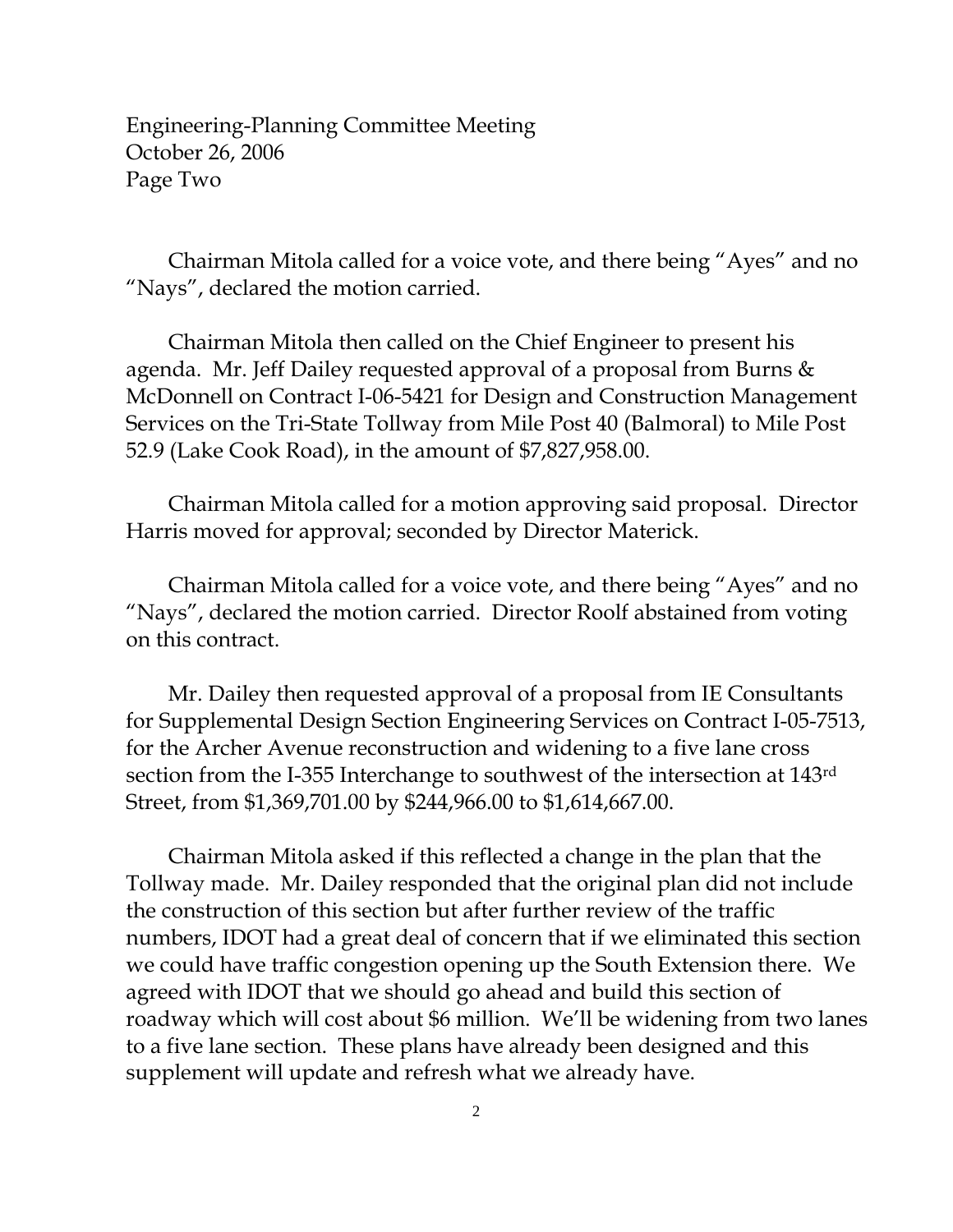Chairman Mitola called for a voice vote, and there being "Ayes" and no "Nays", declared the motion carried.

Chairman Mitola then called on the Chief Engineer to present his agenda. Mr. Jeff Dailey requested approval of a proposal from Burns & McDonnell on Contract I-06-5421 for Design and Construction Management Services on the Tri-State Tollway from Mile Post 40 (Balmoral) to Mile Post 52.9 (Lake Cook Road), in the amount of $7,827,958.00.

Chairman Mitola called for a motion approving said proposal. Director Harris moved for approval; seconded by Director Materick.

Chairman Mitola called for a voice vote, and there being "Ayes" and no "Nays", declared the motion carried. Director Roolf abstained from voting on this contract.

Mr. Dailey then requested approval of a proposal from IE Consultants for Supplemental Design Section Engineering Services on Contract I-05-7513, for the Archer Avenue reconstruction and widening to a five lane cross section from the I-355 Interchange to southwest of the intersection at 143rd Street, from $1,369,701.00 by $244,966.00 to $1,614,667.00.

Chairman Mitola asked if this reflected a change in the plan that the Tollway made. Mr. Dailey responded that the original plan did not include the construction of this section but after further review of the traffic numbers, IDOT had a great deal of concern that if we eliminated this section we could have traffic congestion opening up the South Extension there. We agreed with IDOT that we should go ahead and build this section of roadway which will cost about $6 million. We'll be widening from two lanes to a five lane section. These plans have already been designed and this supplement will update and refresh what we already have.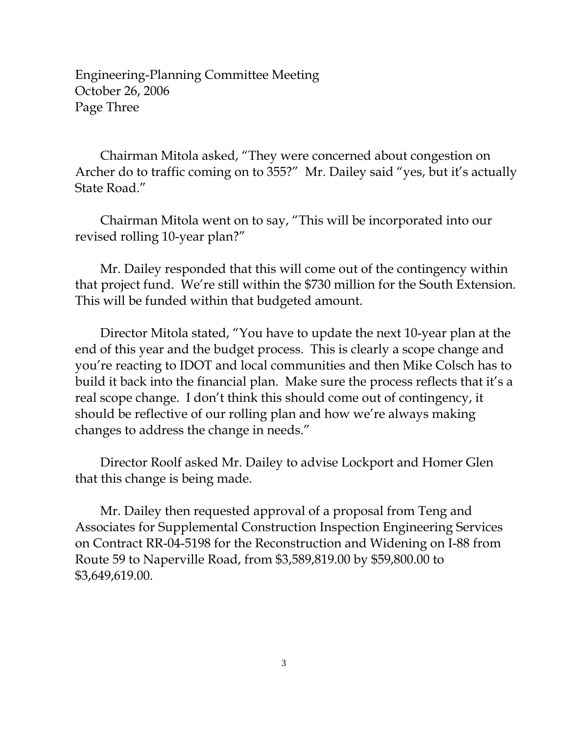Chairman Mitola asked, "They were concerned about congestion on Archer do to traffic coming on to 355?" Mr. Dailey said "yes, but it's actually State Road."

Chairman Mitola went on to say, "This will be incorporated into our revised rolling 10-year plan?"

Mr. Dailey responded that this will come out of the contingency within that project fund. We're still within the $730 million for the South Extension. This will be funded within that budgeted amount.

Director Mitola stated, "You have to update the next 10-year plan at the end of this year and the budget process. This is clearly a scope change and you're reacting to IDOT and local communities and then Mike Colsch has to build it back into the financial plan. Make sure the process reflects that it's a real scope change. I don't think this should come out of contingency, it should be reflective of our rolling plan and how we're always making changes to address the change in needs."

Director Roolf asked Mr. Dailey to advise Lockport and Homer Glen that this change is being made.

Mr. Dailey then requested approval of a proposal from Teng and Associates for Supplemental Construction Inspection Engineering Services on Contract RR-04-5198 for the Reconstruction and Widening on I-88 from Route 59 to Naperville Road, from $3,589,819.00 by $59,800.00 to $3,649,619.00.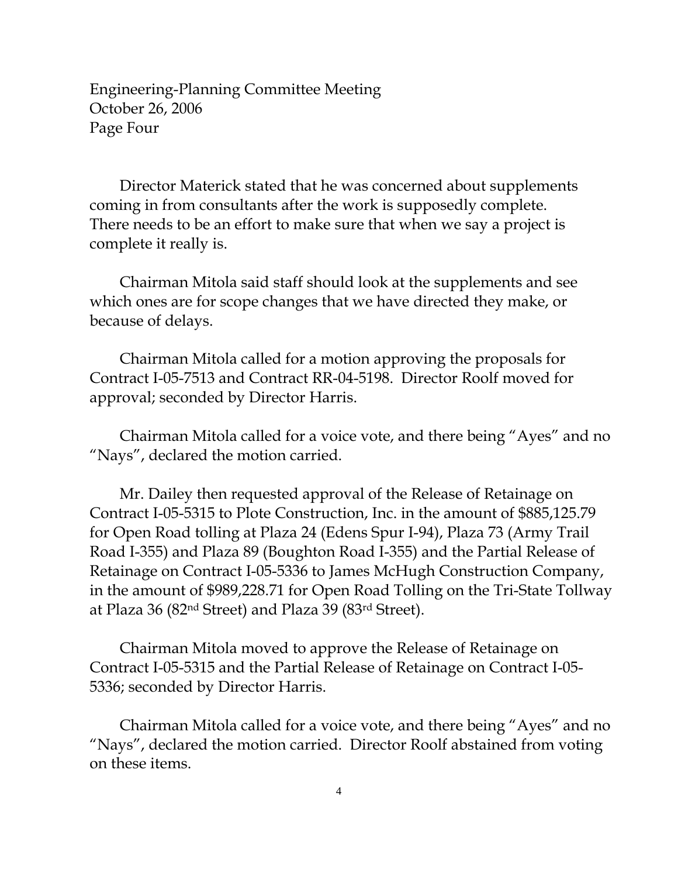Director Materick stated that he was concerned about supplements coming in from consultants after the work is supposedly complete. There needs to be an effort to make sure that when we say a project is complete it really is.

Chairman Mitola said staff should look at the supplements and see which ones are for scope changes that we have directed they make, or because of delays.

Chairman Mitola called for a motion approving the proposals for Contract I-05-7513 and Contract RR-04-5198. Director Roolf moved for approval; seconded by Director Harris.

Chairman Mitola called for a voice vote, and there being "Ayes" and no "Nays", declared the motion carried.

Mr. Dailey then requested approval of the Release of Retainage on Contract I-05-5315 to Plote Construction, Inc. in the amount of $885,125.79 for Open Road tolling at Plaza 24 (Edens Spur I-94), Plaza 73 (Army Trail Road I-355) and Plaza 89 (Boughton Road I-355) and the Partial Release of Retainage on Contract I-05-5336 to James McHugh Construction Company, in the amount of $989,228.71 for Open Road Tolling on the Tri-State Tollway at Plaza 36 (82nd Street) and Plaza 39 (83rd Street).

Chairman Mitola moved to approve the Release of Retainage on Contract I-05-5315 and the Partial Release of Retainage on Contract I-05-5336; seconded by Director Harris.

Chairman Mitola called for a voice vote, and there being "Ayes" and no "Nays", declared the motion carried. Director Roolf abstained from voting on these items.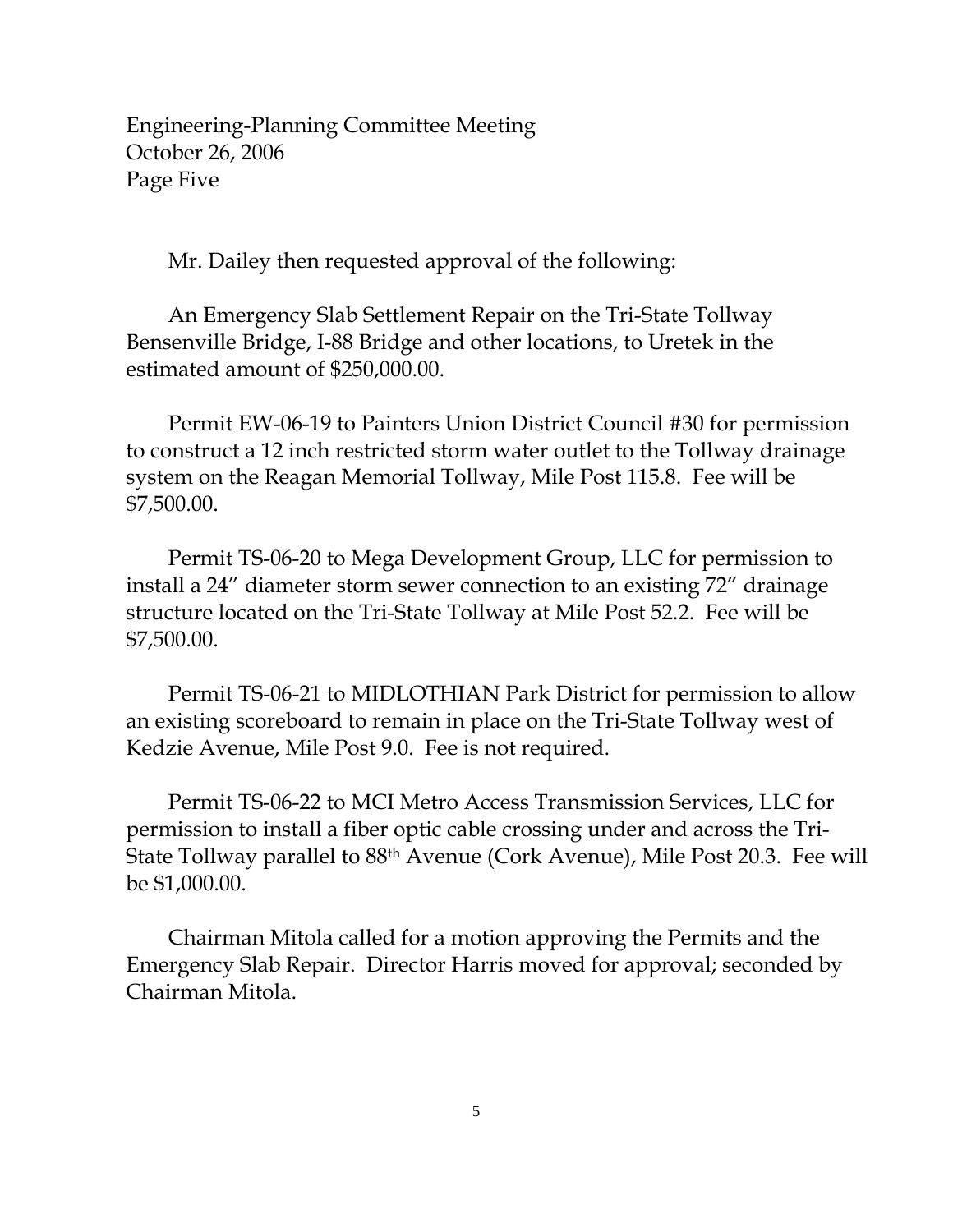Mr. Dailey then requested approval of the following:

An Emergency Slab Settlement Repair on the Tri-State Tollway Bensenville Bridge, I-88 Bridge and other locations, to Uretek in the estimated amount of $250,000.00.

Permit EW-06-19 to Painters Union District Council #30 for permission to construct a 12 inch restricted storm water outlet to the Tollway drainage system on the Reagan Memorial Tollway, Mile Post 115.8. Fee will be $7,500.00.

Permit TS-06-20 to Mega Development Group, LLC for permission to install a 24" diameter storm sewer connection to an existing 72" drainage structure located on the Tri-State Tollway at Mile Post 52.2. Fee will be $7,500.00.

Permit TS-06-21 to MIDLOTHIAN Park District for permission to allow an existing scoreboard to remain in place on the Tri-State Tollway west of Kedzie Avenue, Mile Post 9.0. Fee is not required.

Permit TS-06-22 to MCI Metro Access Transmission Services, LLC for permission to install a fiber optic cable crossing under and across the Tri-State Tollway parallel to 88th Avenue (Cork Avenue), Mile Post 20.3. Fee will be $1,000.00.

Chairman Mitola called for a motion approving the Permits and the Emergency Slab Repair. Director Harris moved for approval; seconded by Chairman Mitola.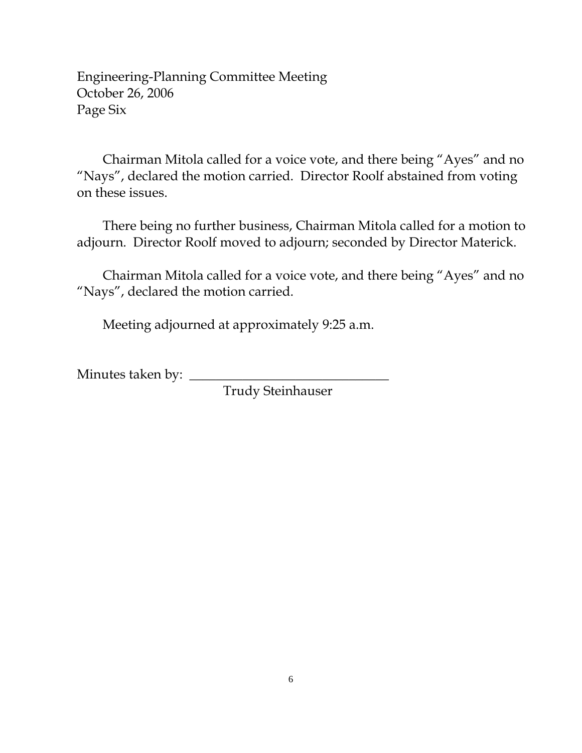Chairman Mitola called for a voice vote, and there being "Ayes" and no "Nays", declared the motion carried. Director Roolf abstained from voting on these issues.

There being no further business, Chairman Mitola called for a motion to adjourn. Director Roolf moved to adjourn; seconded by Director Materick.

Chairman Mitola called for a voice vote, and there being "Ayes" and no "Nays", declared the motion carried.

Meeting adjourned at approximately 9:25 a.m.

Minutes taken by: ______________________________
Trudy Steinhauser